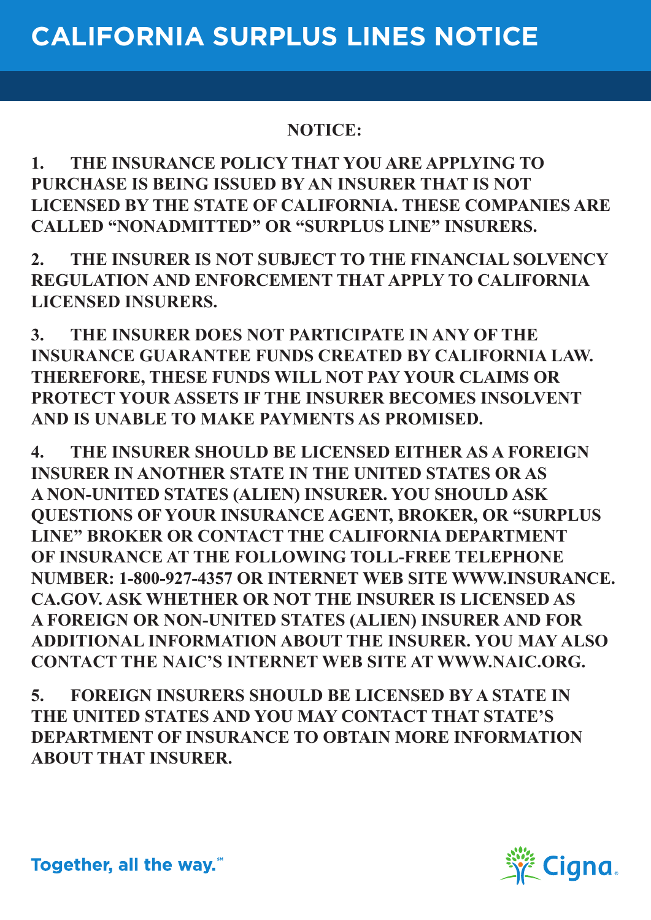# CALIFORNIA SURPLUS LINES NOTICE

**NOTICE:**

**1. THE INSURANCE POLICY THAT YOU ARE APPLYING TO PURCHASE IS BEING ISSUED BY AN INSURER THAT IS NOT LICENSED BY THE STATE OF CALIFORNIA. THESE COMPANIES ARE CALLED "NONADMITTED" OR "SURPLUS LINE" INSURERS.**

**2. THE INSURER IS NOT SUBJECT TO THE FINANCIAL SOLVENCY REGULATION AND ENFORCEMENT THAT APPLY TO CALIFORNIA LICENSED INSURERS.**

**3. THE INSURER DOES NOT PARTICIPATE IN ANY OF THE INSURANCE GUARANTEE FUNDS CREATED BY CALIFORNIA LAW. THEREFORE, THESE FUNDS WILL NOT PAY YOUR CLAIMS OR PROTECT YOUR ASSETS IF THE INSURER BECOMES INSOLVENT AND IS UNABLE TO MAKE PAYMENTS AS PROMISED.**

**4. THE INSURER SHOULD BE LICENSED EITHER AS A FOREIGN INSURER IN ANOTHER STATE IN THE UNITED STATES OR AS A NON-UNITED STATES (ALIEN) INSURER. YOU SHOULD ASK QUESTIONS OF YOUR INSURANCE AGENT, BROKER, OR "SURPLUS LINE" BROKER OR CONTACT THE CALIFORNIA DEPARTMENT OF INSURANCE AT THE FOLLOWING TOLL-FREE TELEPHONE NUMBER: 1-800-927-4357 OR INTERNET WEB SITE WWW.INSURANCE.CA.GOV. ASK WHETHER OR NOT THE INSURER IS LICENSED AS A FOREIGN OR NON-UNITED STATES (ALIEN) INSURER AND FOR ADDITIONAL INFORMATION ABOUT THE INSURER. YOU MAY ALSO CONTACT THE NAIC'S INTERNET WEB SITE AT WWW.NAIC.ORG.**

**5. FOREIGN INSURERS SHOULD BE LICENSED BY A STATE IN THE UNITED STATES AND YOU MAY CONTACT THAT STATE'S DEPARTMENT OF INSURANCE TO OBTAIN MORE INFORMATION ABOUT THAT INSURER.**

Together, all the way.℠

Cigna.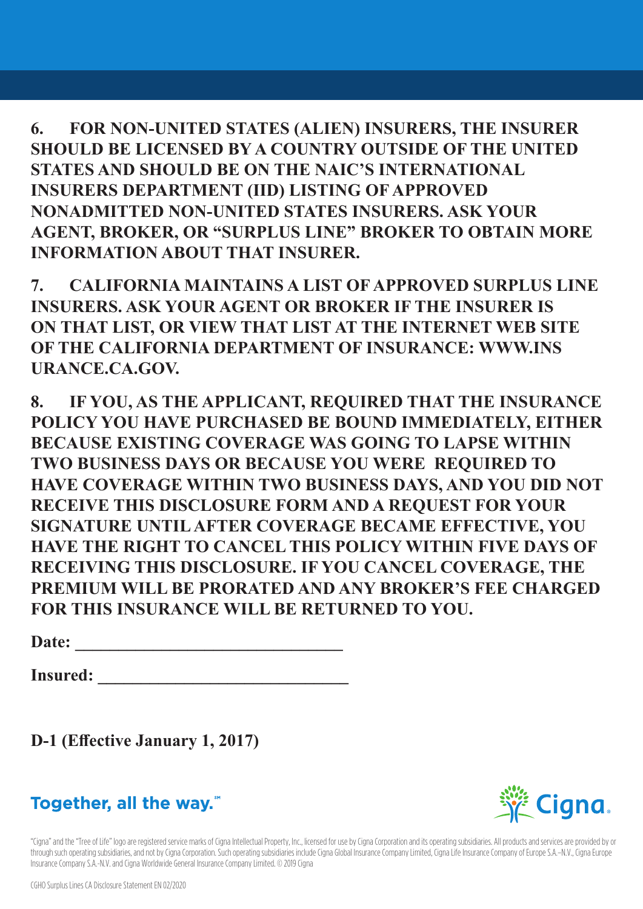**6. FOR NON-UNITED STATES (ALIEN) INSURERS, THE INSURER SHOULD BE LICENSED BY A COUNTRY OUTSIDE OF THE UNITED STATES AND SHOULD BE ON THE NAIC'S INTERNATIONAL INSURERS DEPARTMENT (IID) LISTING OF APPROVED NONADMITTED NON-UNITED STATES INSURERS. ASK YOUR AGENT, BROKER, OR "SURPLUS LINE" BROKER TO OBTAIN MORE INFORMATION ABOUT THAT INSURER.**

**7. CALIFORNIA MAINTAINS A LIST OF APPROVED SURPLUS LINE INSURERS. ASK YOUR AGENT OR BROKER IF THE INSURER IS ON THAT LIST, OR VIEW THAT LIST AT THE INTERNET WEB SITE OF THE CALIFORNIA DEPARTMENT OF INSURANCE: WWW.INS URANCE.CA.GOV.**

**8. IF YOU, AS THE APPLICANT, REQUIRED THAT THE INSURANCE POLICY YOU HAVE PURCHASED BE BOUND IMMEDIATELY, EITHER BECAUSE EXISTING COVERAGE WAS GOING TO LAPSE WITHIN TWO BUSINESS DAYS OR BECAUSE YOU WERE REQUIRED TO HAVE COVERAGE WITHIN TWO BUSINESS DAYS, AND YOU DID NOT RECEIVE THIS DISCLOSURE FORM AND A REQUEST FOR YOUR SIGNATURE UNTIL AFTER COVERAGE BECAME EFFECTIVE, YOU HAVE THE RIGHT TO CANCEL THIS POLICY WITHIN FIVE DAYS OF RECEIVING THIS DISCLOSURE. IF YOU CANCEL COVERAGE, THE PREMIUM WILL BE PRORATED AND ANY BROKER'S FEE CHARGED FOR THIS INSURANCE WILL BE RETURNED TO YOU.**

**Date: _______________________________**

**Insured: _____________________________**

**D-1 (Effective January 1, 2017)**

Together, all the way.℠

Cigna.

"Cigna" and the "Tree of Life" logo are registered service marks of Cigna Intellectual Property, Inc., licensed for use by Cigna Corporation and its operating subsidiaries. All products and services are provided by or through such operating subsidiaries, and not by Cigna Corporation. Such operating subsidiaries include Cigna Global Insurance Company Limited, Cigna Life Insurance Company of Europe S.A.-N.V., Cigna Europe Insurance Company S.A.-N.V. and Cigna Worldwide General Insurance Company Limited. © 2019 Cigna

CGHO Surplus Lines CA Disclosure Statement EN 02/2020